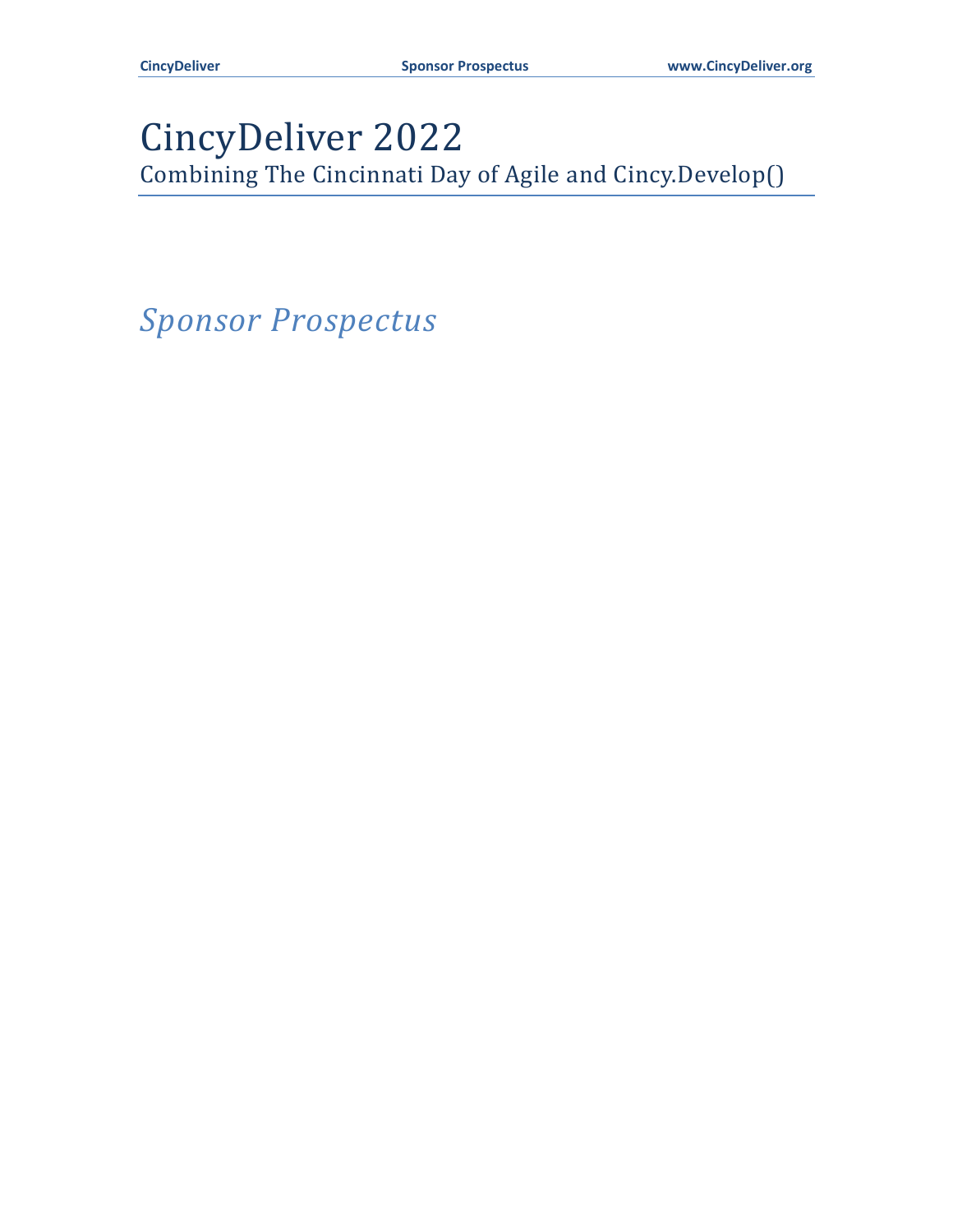# CincyDeliver 2022

Combining The Cincinnati Day of Agile and Cincy.Develop()

*Sponsor Prospectus*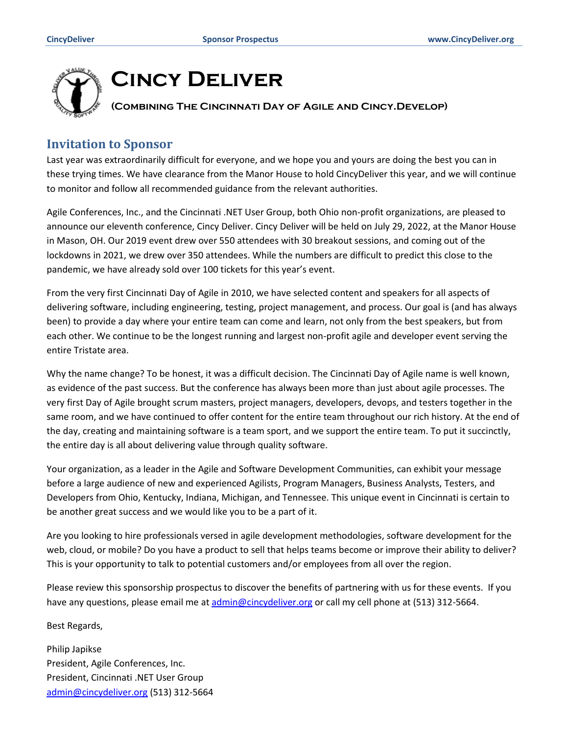# Cincy Deliver

### (Combining The Cincinnati Day of Agile and Cincy.Develop)

## Invitation to Sponsor

Last year was extraordinarily difficult for everyone, and we hope you and yours are doing the best you can in these trying times. We have clearance from the Manor House to hold CincyDeliver this year, and we will continue to monitor and follow all recommended guidance from the relevant authorities.

Agile Conferences, Inc., and the Cincinnati .NET User Group, both Ohio non-profit organizations, are pleased to announce our eleventh conference, Cincy Deliver. Cincy Deliver will be held on July 29, 2022, at the Manor House in Mason, OH. Our 2019 event drew over 550 attendees with 30 breakout sessions, and coming out of the lockdowns in 2021, we drew over 350 attendees. While the numbers are difficult to predict this close to the pandemic, we have already sold over 100 tickets for this year's event.

From the very first Cincinnati Day of Agile in 2010, we have selected content and speakers for all aspects of delivering software, including engineering, testing, project management, and process. Our goal is (and has always been) to provide a day where your entire team can come and learn, not only from the best speakers, but from each other. We continue to be the longest running and largest non-profit agile and developer event serving the entire Tristate area.

Why the name change? To be honest, it was a difficult decision. The Cincinnati Day of Agile name is well known, as evidence of the past success. But the conference has always been more than just about agile processes. The very first Day of Agile brought scrum masters, project managers, developers, devops, and testers together in the same room, and we have continued to offer content for the entire team throughout our rich history. At the end of the day, creating and maintaining software is a team sport, and we support the entire team. To put it succinctly, the entire day is all about delivering value through quality software.

Your organization, as a leader in the Agile and Software Development Communities, can exhibit your message before a large audience of new and experienced Agilists, Program Managers, Business Analysts, Testers, and Developers from Ohio, Kentucky, Indiana, Michigan, and Tennessee. This unique event in Cincinnati is certain to be another great success and we would like you to be a part of it.

Are you looking to hire professionals versed in agile development methodologies, software development for the web, cloud, or mobile? Do you have a product to sell that helps teams become or improve their ability to deliver? This is your opportunity to talk to potential customers and/or employees from all over the region.

Please review this sponsorship prospectus to discover the benefits of partnering with us for these events. If you have any questions, please email me at admin@cincydeliver.org or call my cell phone at (513) 312-5664.

Best Regards,

Philip Japikse
President, Agile Conferences, Inc.
President, Cincinnati .NET User Group
admin@cincydeliver.org (513) 312-5664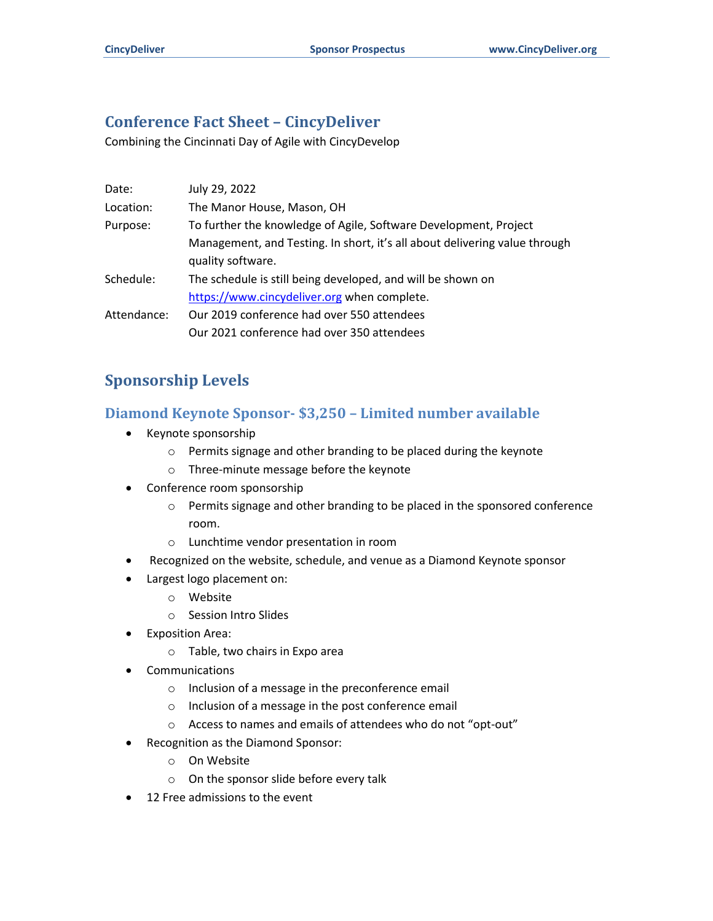# Conference Fact Sheet – CincyDeliver

Combining the Cincinnati Day of Agile with CincyDevelop

| | |
|---|---|
| Date: | July 29, 2022 |
| Location: | The Manor House, Mason, OH |
| Purpose: | To further the knowledge of Agile, Software Development, Project Management, and Testing. In short, it's all about delivering value through quality software. |
| Schedule: | The schedule is still being developed, and will be shown on [https://www.cincydeliver.org](https://www.cincydeliver.org) when complete. |
| Attendance: | Our 2019 conference had over 550 attendees<br>Our 2021 conference had over 350 attendees |

# Sponsorship Levels

## Diamond Keynote Sponsor- $3,250 – Limited number available

- Keynote sponsorship
  - Permits signage and other branding to be placed during the keynote
  - Three-minute message before the keynote
- Conference room sponsorship
  - Permits signage and other branding to be placed in the sponsored conference room.
  - Lunchtime vendor presentation in room
- Recognized on the website, schedule, and venue as a Diamond Keynote sponsor
- Largest logo placement on:
  - Website
  - Session Intro Slides
- Exposition Area:
  - Table, two chairs in Expo area
- Communications
  - Inclusion of a message in the preconference email
  - Inclusion of a message in the post conference email
  - Access to names and emails of attendees who do not "opt-out"
- Recognition as the Diamond Sponsor:
  - On Website
  - On the sponsor slide before every talk
- 12 Free admissions to the event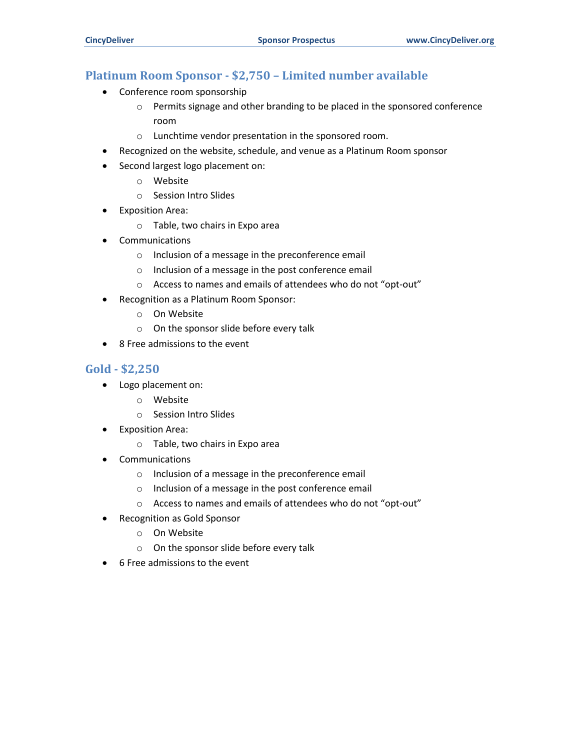## Platinum Room Sponsor - $2,750 – Limited number available

- Conference room sponsorship
    - Permits signage and other branding to be placed in the sponsored conference room
    - Lunchtime vendor presentation in the sponsored room.
- Recognized on the website, schedule, and venue as a Platinum Room sponsor
- Second largest logo placement on:
    - Website
    - Session Intro Slides
- Exposition Area:
    - Table, two chairs in Expo area
- Communications
    - Inclusion of a message in the preconference email
    - Inclusion of a message in the post conference email
    - Access to names and emails of attendees who do not “opt-out”
- Recognition as a Platinum Room Sponsor:
    - On Website
    - On the sponsor slide before every talk
- 8 Free admissions to the event

## Gold - $2,250

- Logo placement on:
    - Website
    - Session Intro Slides
- Exposition Area:
    - Table, two chairs in Expo area
- Communications
    - Inclusion of a message in the preconference email
    - Inclusion of a message in the post conference email
    - Access to names and emails of attendees who do not “opt-out”
- Recognition as Gold Sponsor
    - On Website
    - On the sponsor slide before every talk
- 6 Free admissions to the event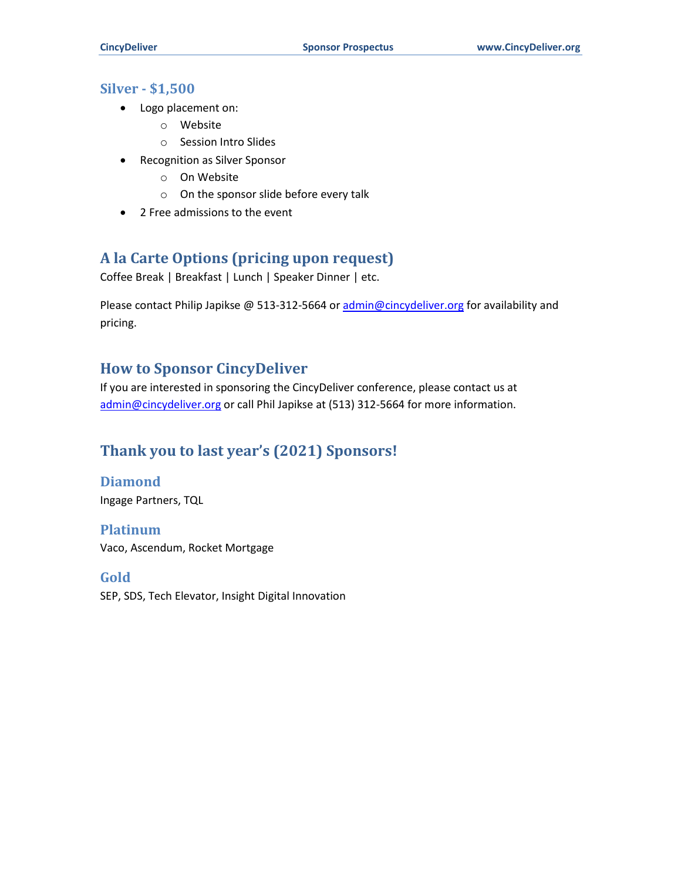### Silver - $1,500

- Logo placement on:
  - Website
  - Session Intro Slides
- Recognition as Silver Sponsor
  - On Website
  - On the sponsor slide before every talk
- 2 Free admissions to the event

## A la Carte Options (pricing upon request)

Coffee Break | Breakfast | Lunch | Speaker Dinner | etc.

Please contact Philip Japikse @ 513-312-5664 or admin@cincydeliver.org for availability and pricing.

## How to Sponsor CincyDeliver

If you are interested in sponsoring the CincyDeliver conference, please contact us at admin@cincydeliver.org or call Phil Japikse at (513) 312-5664 for more information.

## Thank you to last year's (2021) Sponsors!

### Diamond

Ingage Partners, TQL

### Platinum

Vaco, Ascendum, Rocket Mortgage

### Gold

SEP, SDS, Tech Elevator, Insight Digital Innovation